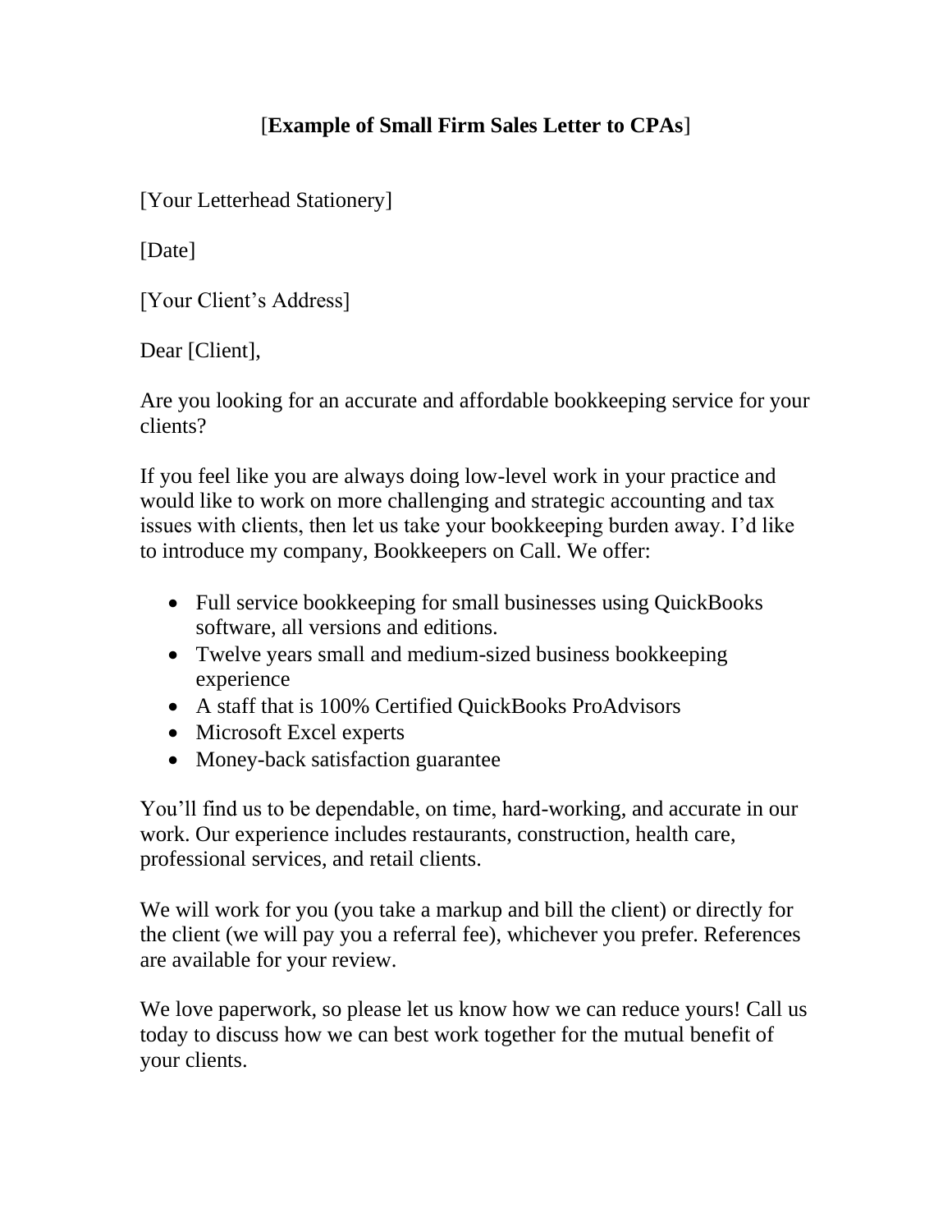[**Example of Small Firm Sales Letter to CPAs**]

[Your Letterhead Stationery]

[Date]

[Your Client's Address]

Dear [Client],

Are you looking for an accurate and affordable bookkeeping service for your clients?

If you feel like you are always doing low-level work in your practice and would like to work on more challenging and strategic accounting and tax issues with clients, then let us take your bookkeeping burden away. I'd like to introduce my company, Bookkeepers on Call. We offer:

- Full service bookkeeping for small businesses using QuickBooks software, all versions and editions.
- Twelve years small and medium-sized business bookkeeping experience
- A staff that is 100% Certified QuickBooks ProAdvisors
- Microsoft Excel experts
- Money-back satisfaction guarantee

You'll find us to be dependable, on time, hard-working, and accurate in our work. Our experience includes restaurants, construction, health care, professional services, and retail clients.

We will work for you (you take a markup and bill the client) or directly for the client (we will pay you a referral fee), whichever you prefer. References are available for your review.

We love paperwork, so please let us know how we can reduce yours! Call us today to discuss how we can best work together for the mutual benefit of your clients.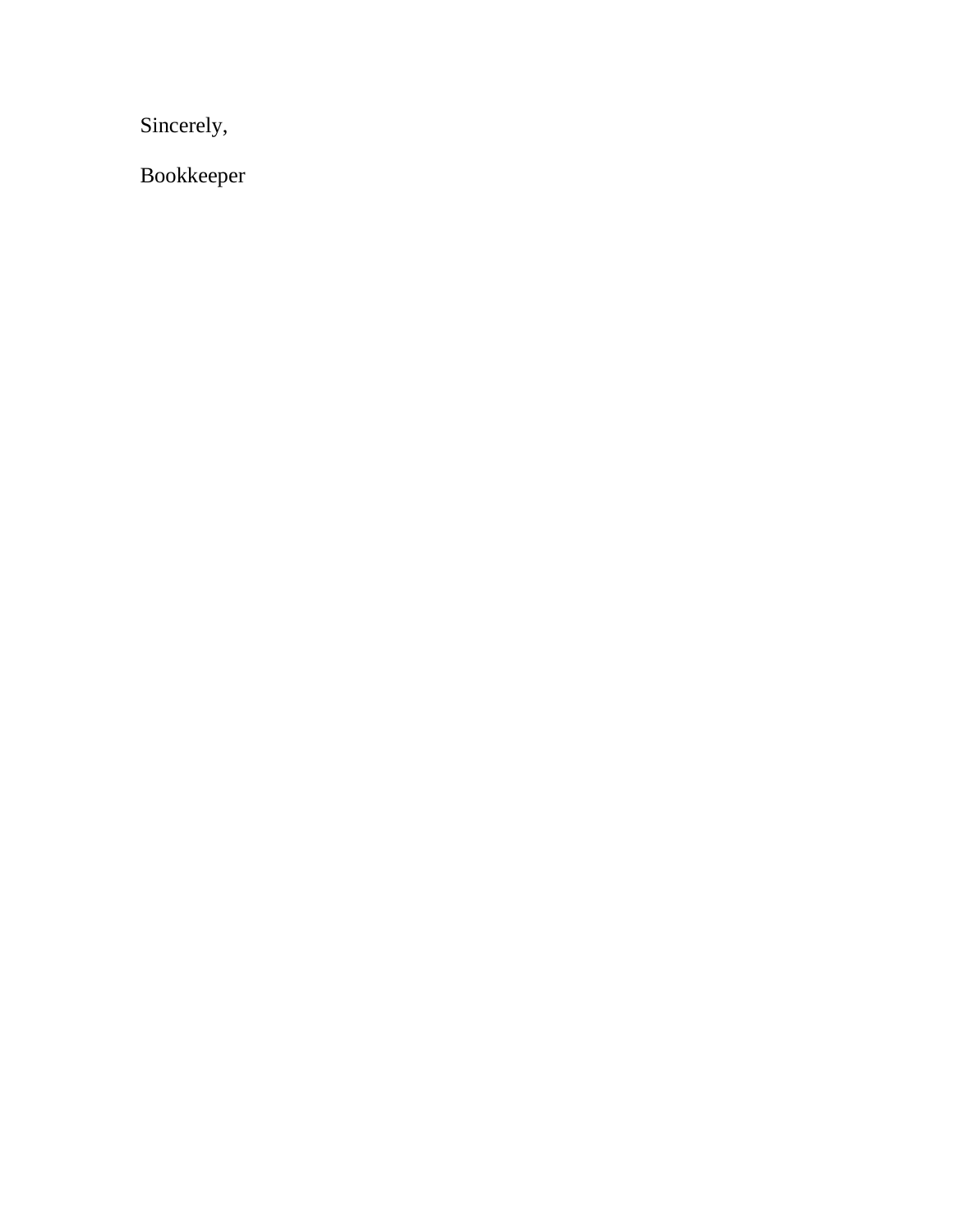Sincerely,

Bookkeeper